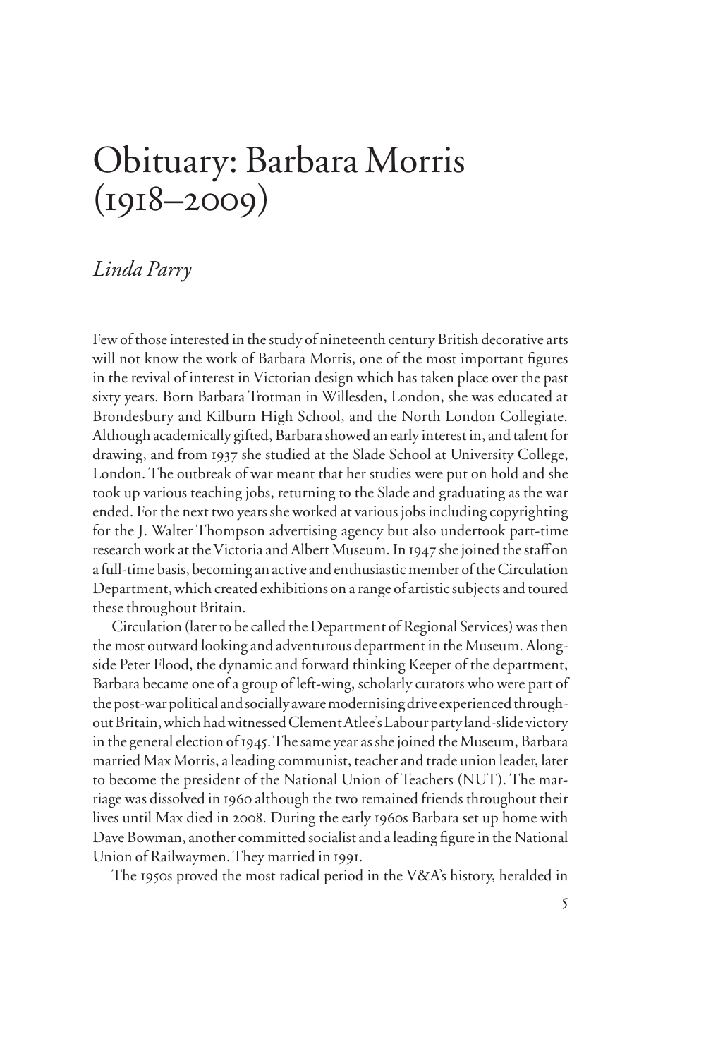# Obituary: Barbara Morris (1918–2009)

*Linda Parry*

Few of those interested in the study of nineteenth century British decorative arts will not know the work of Barbara Morris, one of the most important figures in the revival of interest in Victorian design which has taken place over the past sixty years. Born Barbara Trotman in Willesden, London, she was educated at Brondesbury and Kilburn High School, and the North London Collegiate. Although academically gifted, Barbara showed an early interest in, and talent for drawing, and from 1937 she studied at the Slade School at University College, London. The outbreak of war meant that her studies were put on hold and she took up various teaching jobs, returning to the Slade and graduating as the war ended. For the next two years she worked at various jobs including copyrighting for the J. Walter Thompson advertising agency but also undertook part-time research work at the Victoria and Albert Museum. In 1947 she joined the staff on a full-time basis, becoming an active and enthusiastic member of the Circulation Department, which created exhibitions on a range of artistic subjects and toured these throughout Britain.

Circulation (later to be called the Department of Regional Services) was then the most outward looking and adventurous department in the Museum. Alongside Peter Flood, the dynamic and forward thinking Keeper of the department, Barbara became one of a group of left-wing, scholarly curators who were part of the post-war political and socially aware modernising drive experienced throughout Britain, which had witnessed Clement Atlee's Labour party land-slide victory in the general election of 1945. The same year as she joined the Museum, Barbara married Max Morris, a leading communist, teacher and trade union leader, later to become the president of the National Union of Teachers (NUT). The marriage was dissolved in 1960 although the two remained friends throughout their lives until Max died in 2008. During the early 1960s Barbara set up home with Dave Bowman, another committed socialist and a leading figure in the National Union of Railwaymen. They married in 1991.

The 1950s proved the most radical period in the V&A's history, heralded in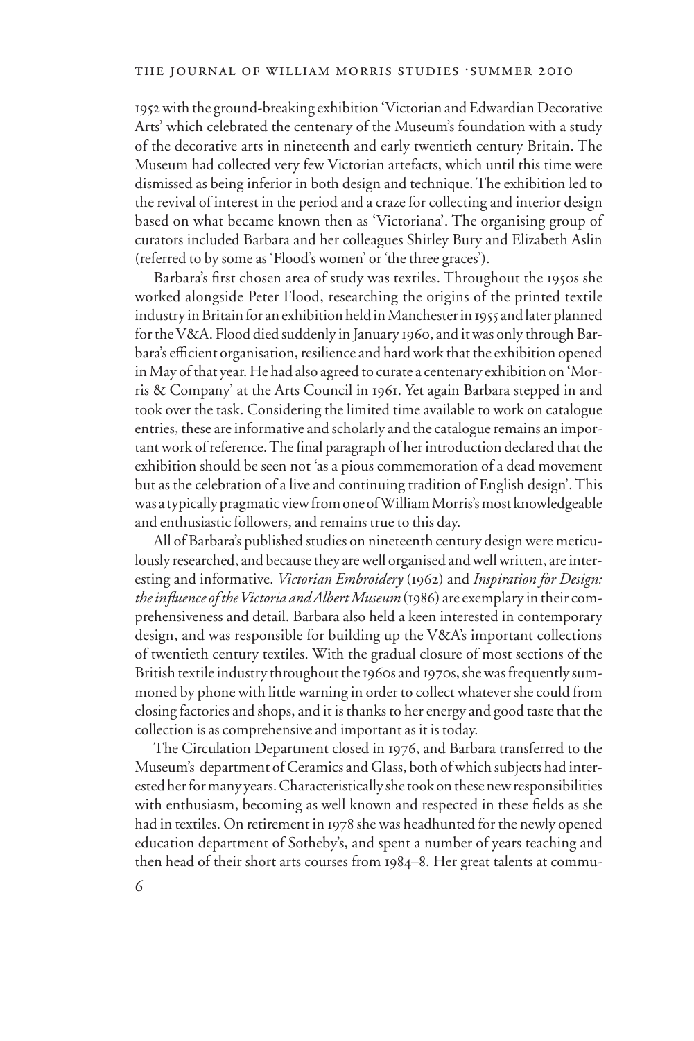1952 with the ground-breaking exhibition 'Victorian and Edwardian Decorative Arts' which celebrated the centenary of the Museum's foundation with a study of the decorative arts in nineteenth and early twentieth century Britain. The Museum had collected very few Victorian artefacts, which until this time were dismissed as being inferior in both design and technique. The exhibition led to the revival of interest in the period and a craze for collecting and interior design based on what became known then as 'Victoriana'. The organising group of curators included Barbara and her colleagues Shirley Bury and Elizabeth Aslin (referred to by some as 'Flood's women' or 'the three graces').

Barbara's first chosen area of study was textiles. Throughout the 1950s she worked alongside Peter Flood, researching the origins of the printed textile industry in Britain for an exhibition held in Manchester in 1955 and later planned for the V&A. Flood died suddenly in January 1960, and it was only through Barbara's efficient organisation, resilience and hard work that the exhibition opened in May of that year. He had also agreed to curate a centenary exhibition on 'Morris & Company' at the Arts Council in 1961. Yet again Barbara stepped in and took over the task. Considering the limited time available to work on catalogue entries, these are informative and scholarly and the catalogue remains an important work of reference. The final paragraph of her introduction declared that the exhibition should be seen not 'as a pious commemoration of a dead movement but as the celebration of a live and continuing tradition of English design'. This was a typically pragmatic view from one of William Morris's most knowledgeable and enthusiastic followers, and remains true to this day.

All of Barbara's published studies on nineteenth century design were meticulously researched, and because they are well organised and well written, are interesting and informative. *Victorian Embroidery* (1962) and *Inspiration for Design: the influence of the Victoria and Albert Museum* (1986) are exemplary in their comprehensiveness and detail. Barbara also held a keen interested in contemporary design, and was responsible for building up the V&A's important collections of twentieth century textiles. With the gradual closure of most sections of the British textile industry throughout the 1960s and 1970s, she was frequently summoned by phone with little warning in order to collect whatever she could from closing factories and shops, and it is thanks to her energy and good taste that the collection is as comprehensive and important as it is today.

The Circulation Department closed in 1976, and Barbara transferred to the Museum's department of Ceramics and Glass, both of which subjects had interested her for many years. Characteristically she took on these new responsibilities with enthusiasm, becoming as well known and respected in these fields as she had in textiles. On retirement in 1978 she was headhunted for the newly opened education department of Sotheby's, and spent a number of years teaching and then head of their short arts courses from 1984–8. Her great talents at commu-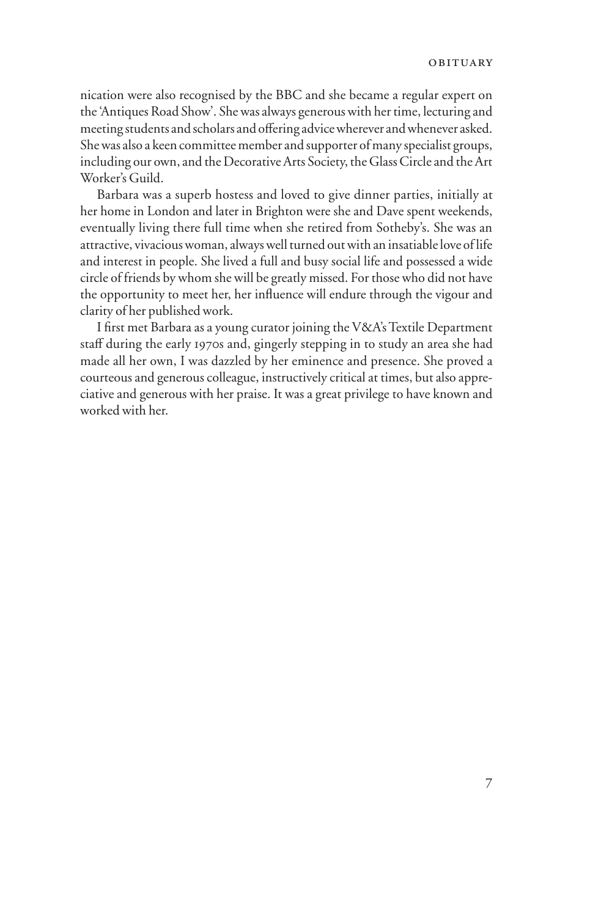nication were also recognised by the BBC and she became a regular expert on the 'Antiques Road Show'. She was always generous with her time, lecturing and meeting students and scholars and offering advice wherever and whenever asked. She was also a keen committee member and supporter of many specialist groups, including our own, and the Decorative Arts Society, the Glass Circle and the Art Worker's Guild.

Barbara was a superb hostess and loved to give dinner parties, initially at her home in London and later in Brighton were she and Dave spent weekends, eventually living there full time when she retired from Sotheby's. She was an attractive, vivacious woman, always well turned out with an insatiable love of life and interest in people. She lived a full and busy social life and possessed a wide circle of friends by whom she will be greatly missed. For those who did not have the opportunity to meet her, her influence will endure through the vigour and clarity of her published work.

I first met Barbara as a young curator joining the V&A's Textile Department staff during the early 1970s and, gingerly stepping in to study an area she had made all her own, I was dazzled by her eminence and presence. She proved a courteous and generous colleague, instructively critical at times, but also appreciative and generous with her praise. It was a great privilege to have known and worked with her.